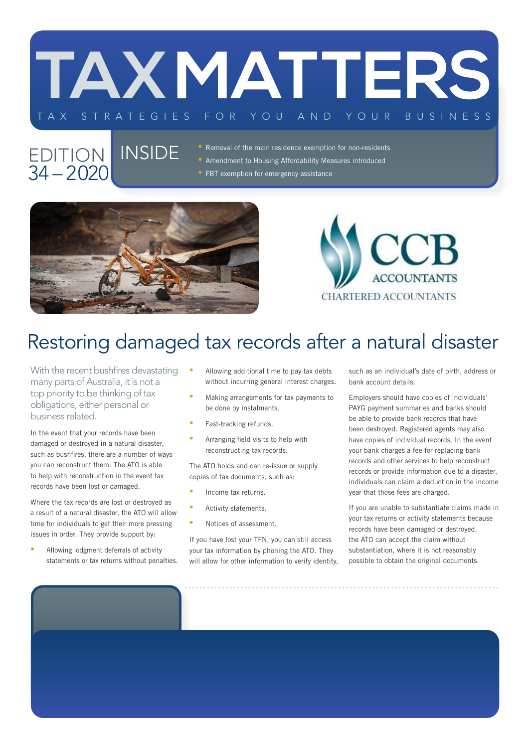# TAXMATTERS

TAX STRATEGIES FOR YOU AND YOUR BUSINESS

EDITION 34 – 2020

INSIDE

- Removal of the main residence exemption for non-residents
- Amendment to Housing Affordability Measures introduced
- FBT exemption for emergency assistance

CCB ACCOUNTANTS
CHARTERED ACCOUNTANTS

## Restoring damaged tax records after a natural disaster

With the recent bushfires devastating many parts of Australia, it is not a top priority to be thinking of tax obligations, either personal or business related.

In the event that your records have been damaged or destroyed in a natural disaster, such as bushfires, there are a number of ways you can reconstruct them. The ATO is able to help with reconstruction in the event tax records have been lost or damaged.

Where the tax records are lost or destroyed as a result of a natural disaster, the ATO will allow time for individuals to get their more pressing issues in order. They provide support by:

- Allowing lodgment deferrals of activity statements or tax returns without penalties.
- Allowing additional time to pay tax debts without incurring general interest charges.
- Making arrangements for tax payments to be done by instalments.
- Fast-tracking refunds.
- Arranging field visits to help with reconstructing tax records.

The ATO holds and can re-issue or supply copies of tax documents, such as:

- Income tax returns.
- Activity statements.
- Notices of assessment.

If you have lost your TFN, you can still access your tax information by phoning the ATO. They will allow for other information to verify identity, such as an individual's date of birth, address or bank account details.

Employers should have copies of individuals' PAYG payment summaries and banks should be able to provide bank records that have been destroyed. Registered agents may also have copies of individual records. In the event your bank charges a fee for replacing bank records and other services to help reconstruct records or provide information due to a disaster, individuals can claim a deduction in the income year that those fees are charged.

If you are unable to substantiate claims made in your tax returns or activity statements because records have been damaged or destroyed, the ATO can accept the claim without substantiation, where it is not reasonably possible to obtain the original documents.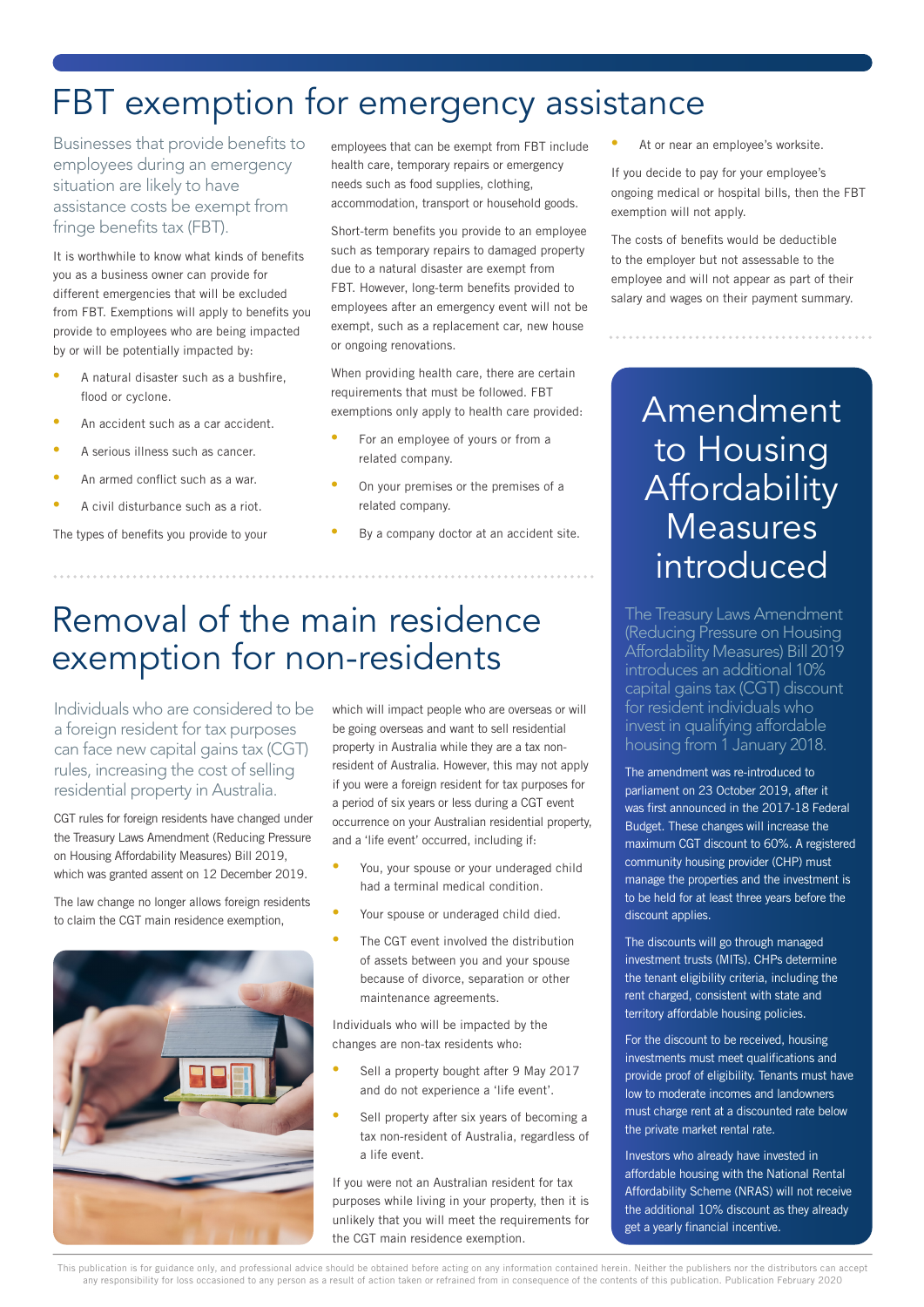# FBT exemption for emergency assistance

Businesses that provide benefits to employees during an emergency situation are likely to have assistance costs be exempt from fringe benefits tax (FBT).

It is worthwhile to know what kinds of benefits you as a business owner can provide for different emergencies that will be excluded from FBT. Exemptions will apply to benefits you provide to employees who are being impacted by or will be potentially impacted by:

- A natural disaster such as a bushfire, flood or cyclone.
- An accident such as a car accident.
- A serious illness such as cancer.
- An armed conflict such as a war.
- A civil disturbance such as a riot.

The types of benefits you provide to your employees that can be exempt from FBT include health care, temporary repairs or emergency needs such as food supplies, clothing, accommodation, transport or household goods.

Short-term benefits you provide to an employee such as temporary repairs to damaged property due to a natural disaster are exempt from FBT. However, long-term benefits provided to employees after an emergency event will not be exempt, such as a replacement car, new house or ongoing renovations.

When providing health care, there are certain requirements that must be followed. FBT exemptions only apply to health care provided:

- For an employee of yours or from a related company.
- On your premises or the premises of a related company.
- By a company doctor at an accident site.
- At or near an employee's worksite.

If you decide to pay for your employee's ongoing medical or hospital bills, then the FBT exemption will not apply.

The costs of benefits would be deductible to the employer but not assessable to the employee and will not appear as part of their salary and wages on their payment summary.

# Removal of the main residence exemption for non-residents

Individuals who are considered to be a foreign resident for tax purposes can face new capital gains tax (CGT) rules, increasing the cost of selling residential property in Australia.

CGT rules for foreign residents have changed under the Treasury Laws Amendment (Reducing Pressure on Housing Affordability Measures) Bill 2019, which was granted assent on 12 December 2019.

The law change no longer allows foreign residents to claim the CGT main residence exemption, which will impact people who are overseas or will be going overseas and want to sell residential property in Australia while they are a tax non-resident of Australia. However, this may not apply if you were a foreign resident for tax purposes for a period of six years or less during a CGT event occurrence on your Australian residential property, and a 'life event' occurred, including if:

- You, your spouse or your underaged child had a terminal medical condition.
- Your spouse or underaged child died.
- The CGT event involved the distribution of assets between you and your spouse because of divorce, separation or other maintenance agreements.

Individuals who will be impacted by the changes are non-tax residents who:

- Sell a property bought after 9 May 2017 and do not experience a 'life event'.
- Sell property after six years of becoming a tax non-resident of Australia, regardless of a life event.

If you were not an Australian resident for tax purposes while living in your property, then it is unlikely that you will meet the requirements for the CGT main residence exemption.

# Amendment to Housing Affordability Measures introduced

The Treasury Laws Amendment (Reducing Pressure on Housing Affordability Measures) Bill 2019 introduces an additional 10% capital gains tax (CGT) discount for resident individuals who invest in qualifying affordable housing from 1 January 2018.

The amendment was re-introduced to parliament on 23 October 2019, after it was first announced in the 2017-18 Federal Budget. These changes will increase the maximum CGT discount to 60%. A registered community housing provider (CHP) must manage the properties and the investment is to be held for at least three years before the discount applies.

The discounts will go through managed investment trusts (MITs). CHPs determine the tenant eligibility criteria, including the rent charged, consistent with state and territory affordable housing policies.

For the discount to be received, housing investments must meet qualifications and provide proof of eligibility. Tenants must have low to moderate incomes and landowners must charge rent at a discounted rate below the private market rental rate.

Investors who already have invested in affordable housing with the National Rental Affordability Scheme (NRAS) will not receive the additional 10% discount as they already get a yearly financial incentive.

This publication is for guidance only, and professional advice should be obtained before acting on any information contained herein. Neither the publishers nor the distributors can accept any responsibility for loss occasioned to any person as a result of action taken or refrained from in consequence of the contents of this publication. Publication February 2020